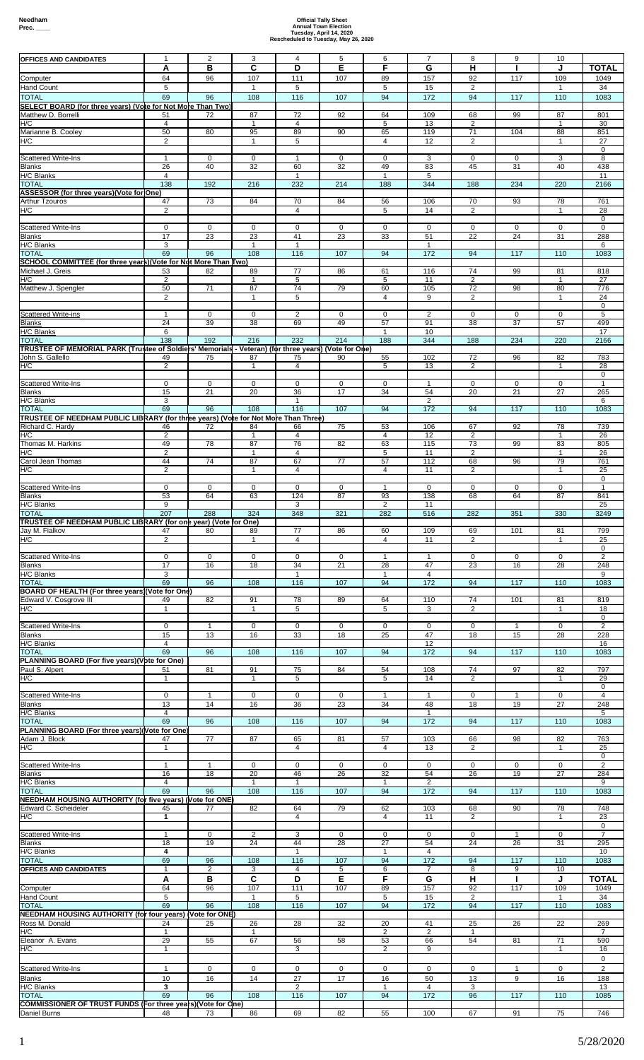Needham
Prec. ____

# Official Tally Sheet
## Annual Town Election
### Tuesday, April 14, 2020
### Rescheduled to Tuesday, May 26, 2020

| OFFICES AND CANDIDATES | 1 | 2 | 3 | 4 | 5 | 6 | 7 | 8 | 9 | 10 | |
|---|---|---|---|---|---|---|---|---|---|---|---|
| | A | B | C | D | E | F | G | H | I | J | TOTAL |
| Computer | 64 | 96 | 107 | 111 | 107 | 89 | 157 | 92 | 117 | 109 | 1049 |
| Hand Count | 5 | | 1 | 5 | | 5 | 15 | 2 | | 1 | 34 |
| TOTAL | 69 | 96 | 108 | 116 | 107 | 94 | 172 | 94 | 117 | 110 | 1083 |
| SELECT BOARD (for three years) (Vote for Not More Than Two) | | | | | | | | | | | |
| Matthew D. Borrelli | 51 | 72 | 87 | 72 | 92 | 64 | 109 | 68 | 99 | 87 | 801 |
| H/C | 4 | | 1 | 4 | | 5 | 13 | 2 | | 1 | 30 |
| Marianne B. Cooley | 50 | 80 | 95 | 89 | 90 | 65 | 119 | 71 | 104 | 88 | 851 |
| H/C | 2 | | 1 | 5 | | 4 | 12 | 2 | | 1 | 27 |
| | | | | | | | | | | | 0 |
| Scattered Write-Ins | 1 | 0 | 0 | 1 | 0 | 0 | 3 | 0 | 0 | 3 | 8 |
| Blanks | 26 | 40 | 32 | 60 | 32 | 49 | 83 | 45 | 31 | 40 | 438 |
| H/C Blanks | 4 | | | 1 | | 1 | 5 | | | | 11 |
| TOTAL | 138 | 192 | 216 | 232 | 214 | 188 | 344 | 188 | 234 | 220 | 2166 |
| ASSESSOR (for three years)(Vote for One) | | | | | | | | | | | |
| Arthur Tzouros | 47 | 73 | 84 | 70 | 84 | 56 | 106 | 70 | 93 | 78 | 761 |
| H/C | 2 | | | 4 | | 5 | 14 | 2 | | 1 | 28 |
| | | | | | | | | | | | 0 |
| Scattered Write-Ins | 0 | 0 | 0 | 0 | 0 | 0 | 0 | 0 | 0 | 0 | 0 |
| Blanks | 17 | 23 | 23 | 41 | 23 | 33 | 51 | 22 | 24 | 31 | 288 |
| H/C Blanks | 3 | | 1 | 1 | | | 1 | | | | 6 |
| TOTAL | 69 | 96 | 108 | 116 | 107 | 94 | 172 | 94 | 117 | 110 | 1083 |
| SCHOOL COMMITTEE (for three years)(Vote for Not More Than Two) | | | | | | | | | | | |
| Michael J. Greis | 53 | 82 | 89 | 77 | 86 | 61 | 116 | 74 | 99 | 81 | 818 |
| H/C | 2 | | 1 | 5 | | 5 | 11 | 2 | | 1 | 27 |
| Matthew J. Spengler | 50 | 71 | 87 | 74 | 79 | 60 | 105 | 72 | 98 | 80 | 776 |
| | 2 | | 1 | 5 | | 4 | 9 | 2 | | 1 | 24 |
| | | | | | | | | | | | 0 |
| Scattered Write-ins | 1 | 0 | 0 | 2 | 0 | 0 | 2 | 0 | 0 | 0 | 5 |
| Blanks | 24 | 39 | 38 | 69 | 49 | 57 | 91 | 38 | 37 | 57 | 499 |
| H/C Blanks | 6 | | | | | 1 | 10 | | | | 17 |
| TOTAL | 138 | 192 | 216 | 232 | 214 | 188 | 344 | 188 | 234 | 220 | 2166 |
| TRUSTEE OF MEMORIAL PARK (Trustee of Soldiers' Memorials - Veteran) (for three years) (Vote for One) | | | | | | | | | | | |
| John S. Gallello | 49 | 75 | 87 | 75 | 90 | 55 | 102 | 72 | 96 | 82 | 783 |
| H/C | 2 | | 1 | 4 | | 5 | 13 | 2 | | 1 | 28 |
| | | | | | | | | | | | 0 |
| Scattered Write-Ins | 0 | 0 | 0 | 0 | 0 | 0 | 1 | 0 | 0 | 0 | 1 |
| Blanks | 15 | 21 | 20 | 36 | 17 | 34 | 54 | 20 | 21 | 27 | 265 |
| H/C Blanks | 3 | | | 1 | | | 2 | | | | 6 |
| TOTAL | 69 | 96 | 108 | 116 | 107 | 94 | 172 | 94 | 117 | 110 | 1083 |
| TRUSTEE OF NEEDHAM PUBLIC LIBRARY (for three years) (Vote for Not More Than Three) | | | | | | | | | | | |
| Richard C. Hardy | 46 | 72 | 84 | 66 | 75 | 53 | 106 | 67 | 92 | 78 | 739 |
| H/C | 2 | | 1 | 4 | | 4 | 12 | 2 | | 1 | 26 |
| Thomas M. Harkins | 49 | 78 | 87 | 76 | 82 | 63 | 115 | 73 | 99 | 83 | 805 |
| H/C | 2 | | 1 | 4 | | 5 | 11 | 2 | | 1 | 26 |
| Carol Jean Thomas | 44 | 74 | 87 | 67 | 77 | 57 | 112 | 68 | 96 | 79 | 761 |
| H/C | 2 | | 1 | 4 | | 4 | 11 | 2 | | 1 | 25 |
| | | | | | | | | | | | 0 |
| Scattered Write-Ins | 0 | 0 | 0 | 0 | 0 | 1 | 0 | 0 | 0 | 0 | 1 |
| Blanks | 53 | 64 | 63 | 124 | 87 | 93 | 138 | 68 | 64 | 87 | 841 |
| H/C Blanks | 9 | | | 3 | | 2 | 11 | | | | 25 |
| TOTAL | 207 | 288 | 324 | 348 | 321 | 282 | 516 | 282 | 351 | 330 | 3249 |
| TRUSTEE OF NEEDHAM PUBLIC LIBRARY (for one year) (Vote for One) | | | | | | | | | | | |
| Jay M. Fialkov | 47 | 80 | 89 | 77 | 86 | 60 | 109 | 69 | 101 | 81 | 799 |
| H/C | 2 | | 1 | 4 | | 4 | 11 | 2 | | 1 | 25 |
| | | | | | | | | | | | 0 |
| Scattered Write-Ins | 0 | 0 | 0 | 0 | 0 | 1 | 1 | 0 | 0 | 0 | 2 |
| Blanks | 17 | 16 | 18 | 34 | 21 | 28 | 47 | 23 | 16 | 28 | 248 |
| H/C Blanks | 3 | | | 1 | | 1 | 4 | | | | 9 |
| TOTAL | 69 | 96 | 108 | 116 | 107 | 94 | 172 | 94 | 117 | 110 | 1083 |
| BOARD OF HEALTH (For three years)(Vote for One) | | | | | | | | | | | |
| Edward V. Cosgrove III | 49 | 82 | 91 | 78 | 89 | 64 | 110 | 74 | 101 | 81 | 819 |
| H/C | 1 | | 1 | 5 | | 5 | 3 | 2 | | 1 | 18 |
| | | | | | | | | | | | 0 |
| Scattered Write-Ins | 0 | 1 | 0 | 0 | 0 | 0 | 0 | 0 | 1 | 0 | 2 |
| Blanks | 15 | 13 | 16 | 33 | 18 | 25 | 47 | 18 | 15 | 28 | 228 |
| H/C Blanks | 4 | | | | | | 12 | | | | 16 |
| TOTAL | 69 | 96 | 108 | 116 | 107 | 94 | 172 | 94 | 117 | 110 | 1083 |
| PLANNING BOARD (For five years)(Vote for One) | | | | | | | | | | | |
| Paul S. Alpert | 51 | 81 | 91 | 75 | 84 | 54 | 108 | 74 | 97 | 82 | 797 |
| H/C | 1 | | 1 | 5 | | 5 | 14 | 2 | | 1 | 29 |
| | | | | | | | | | | | 0 |
| Scattered Write-Ins | 0 | 1 | 0 | 0 | 0 | 1 | 1 | 0 | 1 | 0 | 4 |
| Blanks | 13 | 14 | 16 | 36 | 23 | 34 | 48 | 18 | 19 | 27 | 248 |
| H/C Blanks | 4 | | | | | | 1 | | | | 5 |
| TOTAL | 69 | 96 | 108 | 116 | 107 | 94 | 172 | 94 | 117 | 110 | 1083 |
| PLANNING BOARD (For three years)(Vote for One) | | | | | | | | | | | |
| Adam J. Block | 47 | 77 | 87 | 65 | 81 | 57 | 103 | 66 | 98 | 82 | 763 |
| H/C | 1 | | | 4 | | 4 | 13 | 2 | | 1 | 25 |
| | | | | | | | | | | | 0 |
| Scattered Write-Ins | 1 | 1 | 0 | 0 | 0 | 0 | 0 | 0 | 0 | 0 | 2 |
| Blanks | 16 | 18 | 20 | 46 | 26 | 32 | 54 | 26 | 19 | 27 | 284 |
| H/C Blanks | 4 | | 1 | 1 | | 1 | 2 | | | | 9 |
| TOTAL | 69 | 96 | 108 | 116 | 107 | 94 | 172 | 94 | 117 | 110 | 1083 |
| NEEDHAM HOUSING AUTHORITY (for five years) (Vote for ONE) | | | | | | | | | | | |
| Edward C. Scheideler | 45 | 77 | 82 | 64 | 79 | 62 | 103 | 68 | 90 | 78 | 748 |
| H/C | 1 | | | 4 | | 4 | 11 | 2 | | 1 | 23 |
| | | | | | | | | | | | 0 |
| Scattered Write-Ins | 1 | 0 | 2 | 3 | 0 | 0 | 0 | 0 | 1 | 0 | 7 |
| Blanks | 18 | 19 | 24 | 44 | 28 | 27 | 54 | 24 | 26 | 31 | 295 |
| H/C Blanks | 4 | | | 1 | | 1 | 4 | | | | 10 |
| TOTAL | 69 | 96 | 108 | 116 | 107 | 94 | 172 | 94 | 117 | 110 | 1083 |
| OFFICES AND CANDIDATES | 1 | 2 | 3 | 4 | 5 | 6 | 7 | 8 | 9 | 10 | |
| | A | B | C | D | E | F | G | H | I | J | TOTAL |
| Computer | 64 | 96 | 107 | 111 | 107 | 89 | 157 | 92 | 117 | 109 | 1049 |
| Hand Count | 5 | | 1 | 5 | | 5 | 15 | 2 | | 1 | 34 |
| TOTAL | 69 | 96 | 108 | 116 | 107 | 94 | 172 | 94 | 117 | 110 | 1083 |
| NEEDHAM HOUSING AUTHORITY (for four years) (Vote for ONE) | | | | | | | | | | | |
| Ross M. Donald | 24 | 25 | 26 | 28 | 32 | 20 | 41 | 25 | 26 | 22 | 269 |
| H/C | 1 | | 1 | | | 2 | 2 | 1 | | | 7 |
| Eleanor A. Evans | 29 | 55 | 67 | 56 | 58 | 53 | 66 | 54 | 81 | 71 | 590 |
| H/C | 1 | | | 3 | | 2 | 9 | | | 1 | 16 |
| | | | | | | | | | | | 0 |
| Scattered Write-Ins | 1 | 0 | 0 | 0 | 0 | 0 | 0 | 0 | 1 | 0 | 2 |
| Blanks | 10 | 16 | 14 | 27 | 17 | 16 | 50 | 13 | 9 | 16 | 188 |
| H/C Blanks | 3 | | | 2 | | 1 | 4 | 3 | | | 13 |
| TOTAL | 69 | 96 | 108 | 116 | 107 | 94 | 172 | 96 | 117 | 110 | 1085 |
| COMMISSIONER OF TRUST FUNDS (For three years)(Vote for One) | | | | | | | | | | | |
| Daniel Burns | 48 | 73 | 86 | 69 | 82 | 55 | 100 | 67 | 91 | 75 | 746 |

5/28/2020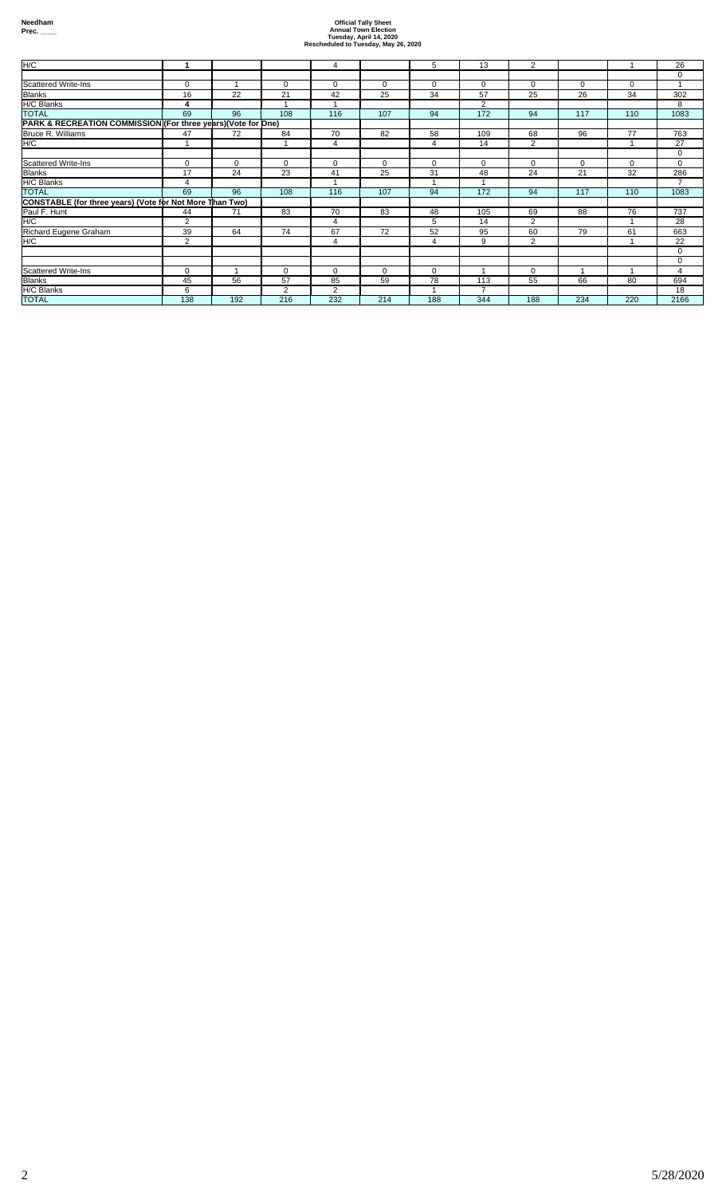**Needham**
**Prec. ____**

**Official Tally Sheet**
**Annual Town Election**
**Tuesday, April 14, 2020**
**Rescheduled to Tuesday, May 26, 2020**

| | | | | | | | | | | | |
|---|---|---|---|---|---|---|---|---|---|---|---|
| H/C | 1 | | | 4 | | 5 | 13 | 2 | | 1 | 26 |
| | | | | | | | | | | | 0 |
| Scattered Write-Ins | 0 | 1 | 0 | 0 | 0 | 0 | 0 | 0 | 0 | 0 | 1 |
| Blanks | 16 | 22 | 21 | 42 | 25 | 34 | 57 | 25 | 26 | 34 | 302 |
| H/C Blanks | 4 | | 1 | 1 | | | 2 | | | | 8 |
| TOTAL | 69 | 96 | 108 | 116 | 107 | 94 | 172 | 94 | 117 | 110 | 1083 |
| **PARK & RECREATION COMMISSION (For three years)(Vote for One)** | | | | | | | | | | | |
| Bruce R. Williams | 47 | 72 | 84 | 70 | 82 | 58 | 109 | 68 | 96 | 77 | 763 |
| H/C | 1 | | 1 | 4 | | 4 | 14 | 2 | | 1 | 27 |
| | | | | | | | | | | | 0 |
| Scattered Write-Ins | 0 | 0 | 0 | 0 | 0 | 0 | 0 | 0 | 0 | 0 | 0 |
| Blanks | 17 | 24 | 23 | 41 | 25 | 31 | 48 | 24 | 21 | 32 | 286 |
| H/C Blanks | 4 | | | 1 | | 1 | 1 | | | | 7 |
| TOTAL | 69 | 96 | 108 | 116 | 107 | 94 | 172 | 94 | 117 | 110 | 1083 |
| **CONSTABLE (for three years) (Vote for Not More Than Two)** | | | | | | | | | | | |
| Paul F. Hunt | 44 | 71 | 83 | 70 | 83 | 48 | 105 | 69 | 88 | 76 | 737 |
| H/C | 2 | | | 4 | | 5 | 14 | 2 | | 1 | 28 |
| Richard Eugene Graham | 39 | 64 | 74 | 67 | 72 | 52 | 95 | 60 | 79 | 61 | 663 |
| H/C | 2 | | | 4 | | 4 | 9 | 2 | | 1 | 22 |
| | | | | | | | | | | | 0 |
| | | | | | | | | | | | 0 |
| Scattered Write-Ins | 0 | 1 | 0 | 0 | 0 | 0 | 1 | 0 | 1 | 1 | 4 |
| Blanks | 45 | 56 | 57 | 85 | 59 | 78 | 113 | 55 | 66 | 80 | 694 |
| H/C Blanks | 6 | | 2 | 2 | | 1 | 7 | | | | 18 |
| TOTAL | 138 | 192 | 216 | 232 | 214 | 188 | 344 | 188 | 234 | 220 | 2166 |

5/28/2020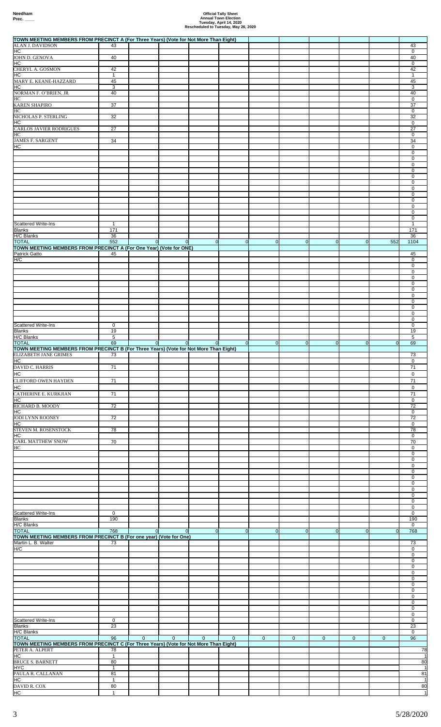Needham
Prec. ____

**Official Tally Sheet**
**Annual Town Election**
**Tuesday, April 14, 2020**
**Rescheduled to Tuesday, May 26, 2020**

| TOWN MEETING MEMBERS FROM PRECINCT A (For Three Years) (Vote for Not More Than Eight) | | | | | | | | | | | |
|---|---|---|---|---|---|---|---|---|---|---|---|
| ALAN J. DAVIDSON | 43 | | | | | | | | | | 43 |
| HC | | | | | | | | | | | 0 |
| JOHN D. GENOVA | 40 | | | | | | | | | | 40 |
| HC | | | | | | | | | | | 0 |
| CHERYL A. GOSMON | 42 | | | | | | | | | | 42 |
| HC | 1 | | | | | | | | | | 1 |
| MARY E. KEANE-HAZZARD | 45 | | | | | | | | | | 45 |
| HC | 3 | | | | | | | | | | 3 |
| NORMAN F. O'BRIEN, JR | 40 | | | | | | | | | | 40 |
| HC | | | | | | | | | | | 0 |
| KAREN SHAPIRO | 37 | | | | | | | | | | 37 |
| HC | | | | | | | | | | | 0 |
| NICHOLAS P. STERLING | 32 | | | | | | | | | | 32 |
| HC | | | | | | | | | | | 0 |
| CARLOS JAVIER RODRIGUES | 27 | | | | | | | | | | 27 |
| HC | | | | | | | | | | | 0 |
| JAMES F. SARGENT | 34 | | | | | | | | | | 34 |
| HC | | | | | | | | | | | 0 |
| | | | | | | | | | | | 0 |
| | | | | | | | | | | | 0 |
| | | | | | | | | | | | 0 |
| | | | | | | | | | | | 0 |
| | | | | | | | | | | | 0 |
| | | | | | | | | | | | 0 |
| | | | | | | | | | | | 0 |
| | | | | | | | | | | | 0 |
| | | | | | | | | | | | 0 |
| | | | | | | | | | | | 0 |
| | | | | | | | | | | | 0 |
| | | | | | | | | | | | 0 |
| Scattered Write-Ins | 1 | | | | | | | | | | 1 |
| Blanks | 171 | | | | | | | | | | 171 |
| H/C Blanks | 36 | | | | | | | | | | 36 |
| TOTAL | 552 | 0 | 0 | 0 | 0 | 0 | 0 | 0 | 0 | 552 | 1104 |

| TOWN MEETING MEMBERS FROM PRECINCT A (For One Year) (Vote for ONE) | | | | | | | | | | | |
|---|---|---|---|---|---|---|---|---|---|---|---|
| Patrick Gatto | 45 | | | | | | | | | | 45 |
| H/C | | | | | | | | | | | 0 |
| | | | | | | | | | | | 0 |
| | | | | | | | | | | | 0 |
| | | | | | | | | | | | 0 |
| | | | | | | | | | | | 0 |
| | | | | | | | | | | | 0 |
| | | | | | | | | | | | 0 |
| | | | | | | | | | | | 0 |
| | | | | | | | | | | | 0 |
| | | | | | | | | | | | 0 |
| | | | | | | | | | | | 0 |
| Scattered Write-Ins | 0 | | | | | | | | | | 0 |
| Blanks | 19 | | | | | | | | | | 19 |
| H/C Blanks | 5 | | | | | | | | | | 5 |
| TOTAL | 69 | 0 | 0 | 0 | 0 | 0 | 0 | 0 | 0 | 0 | 69 |

| TOWN MEETING MEMBERS FROM PRECINCT B (For Three Years) (Vote for Not More Than Eight) | | | | | | | | | | | |
|---|---|---|---|---|---|---|---|---|---|---|---|
| ELIZABETH JANE GRIMES | 73 | | | | | | | | | | 73 |
| HC | | | | | | | | | | | 0 |
| DAVID C. HARRIS | 71 | | | | | | | | | | 71 |
| HC | | | | | | | | | | | 0 |
| CLIFFORD OWEN HAYDEN | 71 | | | | | | | | | | 71 |
| HC | | | | | | | | | | | 0 |
| CATHERINE E. KURKJIAN | 71 | | | | | | | | | | 71 |
| HC | | | | | | | | | | | 0 |
| RICHARD B. MOODY | 72 | | | | | | | | | | 72 |
| HC | | | | | | | | | | | 0 |
| JODI LYNN ROONEY | 72 | | | | | | | | | | 72 |
| HC | | | | | | | | | | | 0 |
| STEVEN M. ROSENSTOCK | 78 | | | | | | | | | | 78 |
| HC | | | | | | | | | | | 0 |
| CARL MATTHEW SNOW | 70 | | | | | | | | | | 70 |
| HC | | | | | | | | | | | 0 |
| | | | | | | | | | | | 0 |
| | | | | | | | | | | | 0 |
| | | | | | | | | | | | 0 |
| | | | | | | | | | | | 0 |
| | | | | | | | | | | | 0 |
| | | | | | | | | | | | 0 |
| | | | | | | | | | | | 0 |
| | | | | | | | | | | | 0 |
| | | | | | | | | | | | 0 |
| | | | | | | | | | | | 0 |
| Scattered Write-Ins | 0 | | | | | | | | | | 0 |
| Blanks | 190 | | | | | | | | | | 190 |
| H/C Blanks | | | | | | | | | | | 0 |
| TOTAL | 768 | 0 | 0 | 0 | 0 | 0 | 0 | 0 | 0 | 0 | 768 |

| TOWN MEETING MEMBERS FROM PRECINCT B (For one year) (Vote for One) | | | | | | | | | | | |
|---|---|---|---|---|---|---|---|---|---|---|---|
| Martin L. B. Walter | 73 | | | | | | | | | | 73 |
| H/C | | | | | | | | | | | 0 |
| | | | | | | | | | | | 0 |
| | | | | | | | | | | | 0 |
| | | | | | | | | | | | 0 |
| | | | | | | | | | | | 0 |
| | | | | | | | | | | | 0 |
| | | | | | | | | | | | 0 |
| | | | | | | | | | | | 0 |
| | | | | | | | | | | | 0 |
| | | | | | | | | | | | 0 |
| | | | | | | | | | | | 0 |
| Scattered Write-Ins | 0 | | | | | | | | | | 0 |
| Blanks | 23 | | | | | | | | | | 23 |
| H/C Blanks | | | | | | | | | | | 0 |
| TOTAL | 96 | 0 | 0 | 0 | 0 | 0 | 0 | 0 | 0 | 0 | 96 |

| TOWN MEETING MEMBERS FROM PRECINCT C (For Three Years) (Vote for Not More Than Eight) | | | | | | | | | | | |
|---|---|---|---|---|---|---|---|---|---|---|---|
| PETER A. ALPERT | 78 | | | | | | | | | | 78 |
| HC | 1 | | | | | | | | | | 1 |
| BRUCE S. BARNETT | 80 | | | | | | | | | | 80 |
| HYC | 1 | | | | | | | | | | 1 |
| PAULA R. CALLANAN | 81 | | | | | | | | | | 81 |
| HC | 1 | | | | | | | | | | 1 |
| DAVID R. COX | 80 | | | | | | | | | | 80 |
| HC | 1 | | | | | | | | | | 1 |

5/28/2020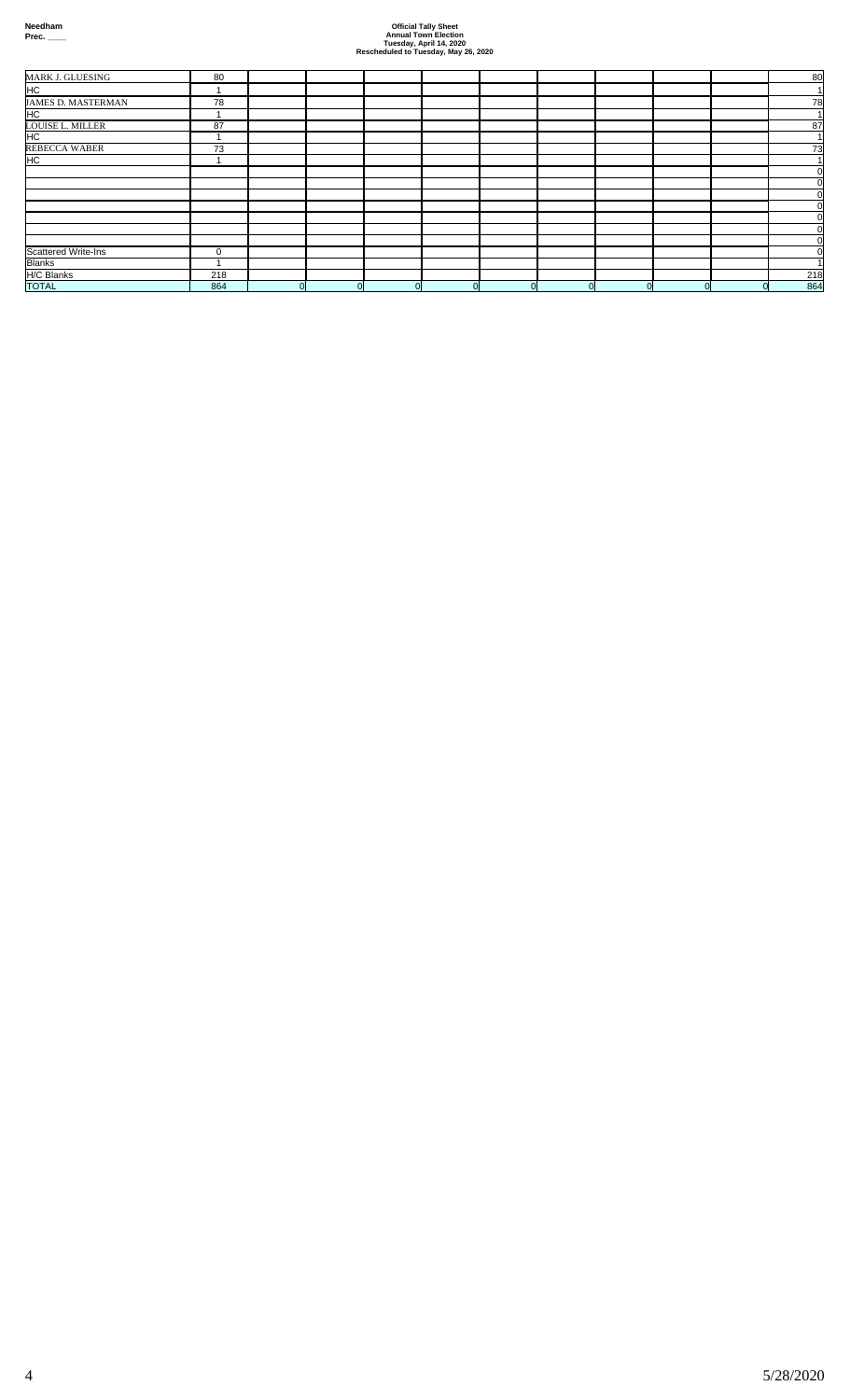Needham
Prec. ____

**Official Tally Sheet**
**Annual Town Election**
**Tuesday, April 14, 2020**
**Rescheduled to Tuesday, May 26, 2020**

| | | | | | | | | | | |
|---|---|---|---|---|---|---|---|---|---|---|
| MARK J. GLUESING | 80 | | | | | | | | | 80 |
| HC | 1 | | | | | | | | | 1 |
| JAMES D. MASTERMAN | 78 | | | | | | | | | 78 |
| HC | 1 | | | | | | | | | 1 |
| LOUISE L. MILLER | 87 | | | | | | | | | 87 |
| HC | 1 | | | | | | | | | 1 |
| REBECCA WABER | 73 | | | | | | | | | 73 |
| HC | 1 | | | | | | | | | 1 |
| | | | | | | | | | | 0 |
| | | | | | | | | | | 0 |
| | | | | | | | | | | 0 |
| | | | | | | | | | | 0 |
| | | | | | | | | | | 0 |
| | | | | | | | | | | 0 |
| | | | | | | | | | | 0 |
| Scattered Write-Ins | 0 | | | | | | | | | 0 |
| Blanks | 1 | | | | | | | | | 1 |
| H/C Blanks | 218 | | | | | | | | | 218 |
| TOTAL | 864 | 0 | 0 | 0 | 0 | 0 | 0 | 0 | 0 | 864 |

5/28/2020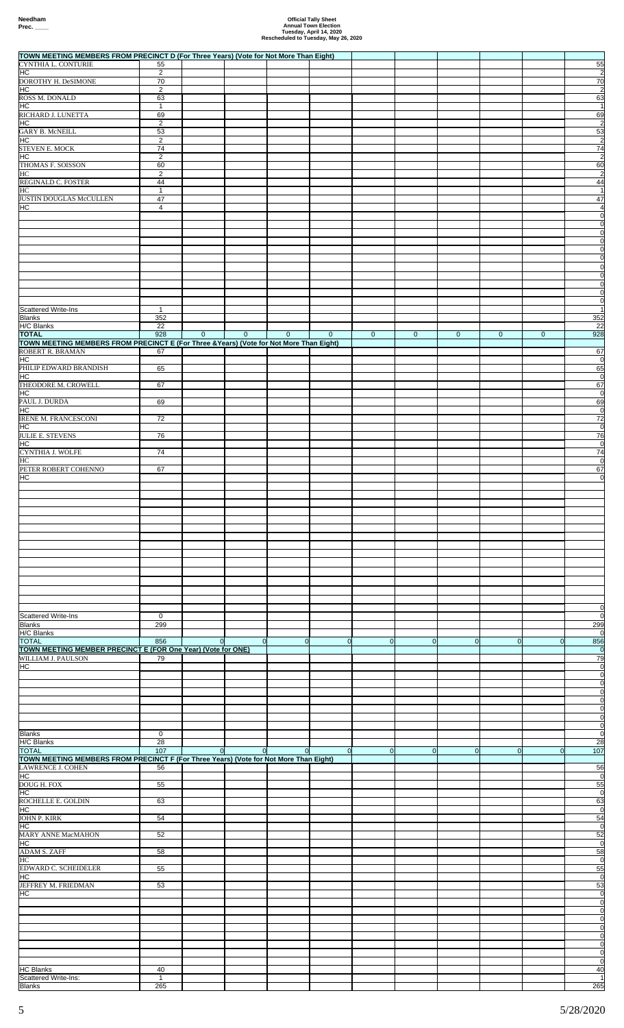**Needham**
**Prec. ____**

**Official Tally Sheet**
**Annual Town Election**
**Tuesday, April 14, 2020**
**Rescheduled to Tuesday, May 26, 2020**

| TOWN MEETING MEMBERS FROM PRECINCT D (For Three Years) (Vote for Not More Than Eight) | | | | | | | | | | | |
|---|---|---|---|---|---|---|---|---|---|---|---|
| CYNTHIA L. CONTURIE | 55 | | | | | | | | | | 55 |
| HC | 2 | | | | | | | | | | 2 |
| DOROTHY H. DeSIMONE | 70 | | | | | | | | | | 70 |
| HC | 2 | | | | | | | | | | 2 |
| ROSS M. DONALD | 63 | | | | | | | | | | 63 |
| HC | 1 | | | | | | | | | | 1 |
| RICHARD J. LUNETTA | 69 | | | | | | | | | | 69 |
| HC | 2 | | | | | | | | | | 2 |
| GARY B. McNEILL | 53 | | | | | | | | | | 53 |
| HC | 2 | | | | | | | | | | 2 |
| STEVEN E. MOCK | 74 | | | | | | | | | | 74 |
| HC | 2 | | | | | | | | | | 2 |
| THOMAS F. SOISSON | 60 | | | | | | | | | | 60 |
| HC | 2 | | | | | | | | | | 2 |
| REGINALD C. FOSTER | 44 | | | | | | | | | | 44 |
| HC | 1 | | | | | | | | | | 1 |
| JUSTIN DOUGLAS McCULLEN | 47 | | | | | | | | | | 47 |
| HC | 4 | | | | | | | | | | 4 |
| | | | | | | | | | | | 0 |
| | | | | | | | | | | | 0 |
| | | | | | | | | | | | 0 |
| | | | | | | | | | | | 0 |
| | | | | | | | | | | | 0 |
| | | | | | | | | | | | 0 |
| | | | | | | | | | | | 0 |
| | | | | | | | | | | | 0 |
| | | | | | | | | | | | 0 |
| | | | | | | | | | | | 0 |
| | | | | | | | | | | | 0 |
| Scattered Write-Ins | 1 | | | | | | | | | | 1 |
| Blanks | 352 | | | | | | | | | | 352 |
| H/C Blanks | 22 | | | | | | | | | | 22 |
| **TOTAL** | 928 | 0 | 0 | 0 | 0 | 0 | 0 | 0 | 0 | 0 | 928 |
| **TOWN MEETING MEMBERS FROM PRECINCT E (For Three &Years) (Vote for Not More Than Eight)** | | | | | | | | | | | |
| ROBERT R. BRAMAN | 67 | | | | | | | | | | 67 |
| HC | | | | | | | | | | | 0 |
| PHILIP EDWARD BRANDISH | 65 | | | | | | | | | | 65 |
| HC | | | | | | | | | | | 0 |
| THEODORE M. CROWELL | 67 | | | | | | | | | | 67 |
| HC | | | | | | | | | | | 0 |
| PAUL J. DURDA | 69 | | | | | | | | | | 69 |
| HC | | | | | | | | | | | 0 |
| IRENE M. FRANCESCONI | 72 | | | | | | | | | | 72 |
| HC | | | | | | | | | | | 0 |
| JULIE E. STEVENS | 76 | | | | | | | | | | 76 |
| HC | | | | | | | | | | | 0 |
| CYNTHIA J. WOLFE | 74 | | | | | | | | | | 74 |
| HC | | | | | | | | | | | 0 |
| PETER ROBERT COHENNO | 67 | | | | | | | | | | 67 |
| HC | | | | | | | | | | | 0 |
| | | | | | | | | | | | 0 |
| Scattered Write-Ins | 0 | | | | | | | | | | 0 |
| Blanks | 299 | | | | | | | | | | 299 |
| H/C Blanks | | | | | | | | | | | 0 |
| TOTAL | 856 | 0 | 0 | 0 | 0 | 0 | 0 | 0 | 0 | 0 | 856 |
| **TOWN MEETING MEMBER PRECINCT E (FOR One Year) (Vote for ONE)** | | | | | | | | | | | 0 |
| WILLIAM J. PAULSON | 79 | | | | | | | | | | 79 |
| HC | | | | | | | | | | | 0 |
| | | | | | | | | | | | 0 |
| | | | | | | | | | | | 0 |
| | | | | | | | | | | | 0 |
| | | | | | | | | | | | 0 |
| | | | | | | | | | | | 0 |
| | | | | | | | | | | | 0 |
| | | | | | | | | | | | 0 |
| Blanks | 0 | | | | | | | | | | 0 |
| H/C Blanks | 28 | | | | | | | | | | 28 |
| TOTAL | 107 | 0 | 0 | 0 | 0 | 0 | 0 | 0 | 0 | 0 | 107 |
| **TOWN MEETING MEMBERS FROM PRECINCT F (For Three Years) (Vote for Not More Than Eight)** | | | | | | | | | | | |
| LAWRENCE J. COHEN | 56 | | | | | | | | | | 56 |
| HC | | | | | | | | | | | 0 |
| DOUG H. FOX | 55 | | | | | | | | | | 55 |
| HC | | | | | | | | | | | 0 |
| ROCHELLE E. GOLDIN | 63 | | | | | | | | | | 63 |
| HC | | | | | | | | | | | 0 |
| JOHN P. KIRK | 54 | | | | | | | | | | 54 |
| HC | | | | | | | | | | | 0 |
| MARY ANNE MacMAHON | 52 | | | | | | | | | | 52 |
| HC | | | | | | | | | | | 0 |
| ADAM S. ZAFF | 58 | | | | | | | | | | 58 |
| HC | | | | | | | | | | | 0 |
| EDWARD C. SCHEIDELER | 55 | | | | | | | | | | 55 |
| HC | | | | | | | | | | | 0 |
| JEFFREY M. FRIEDMAN | 53 | | | | | | | | | | 53 |
| HC | | | | | | | | | | | 0 |
| | | | | | | | | | | | 0 |
| | | | | | | | | | | | 0 |
| | | | | | | | | | | | 0 |
| | | | | | | | | | | | 0 |
| | | | | | | | | | | | 0 |
| | | | | | | | | | | | 0 |
| | | | | | | | | | | | 0 |
| | | | | | | | | | | | 0 |
| HC Blanks | 40 | | | | | | | | | | 40 |
| Scattered Write-Ins: | 1 | | | | | | | | | | 1 |
| Blanks | 265 | | | | | | | | | | 265 |

5/28/2020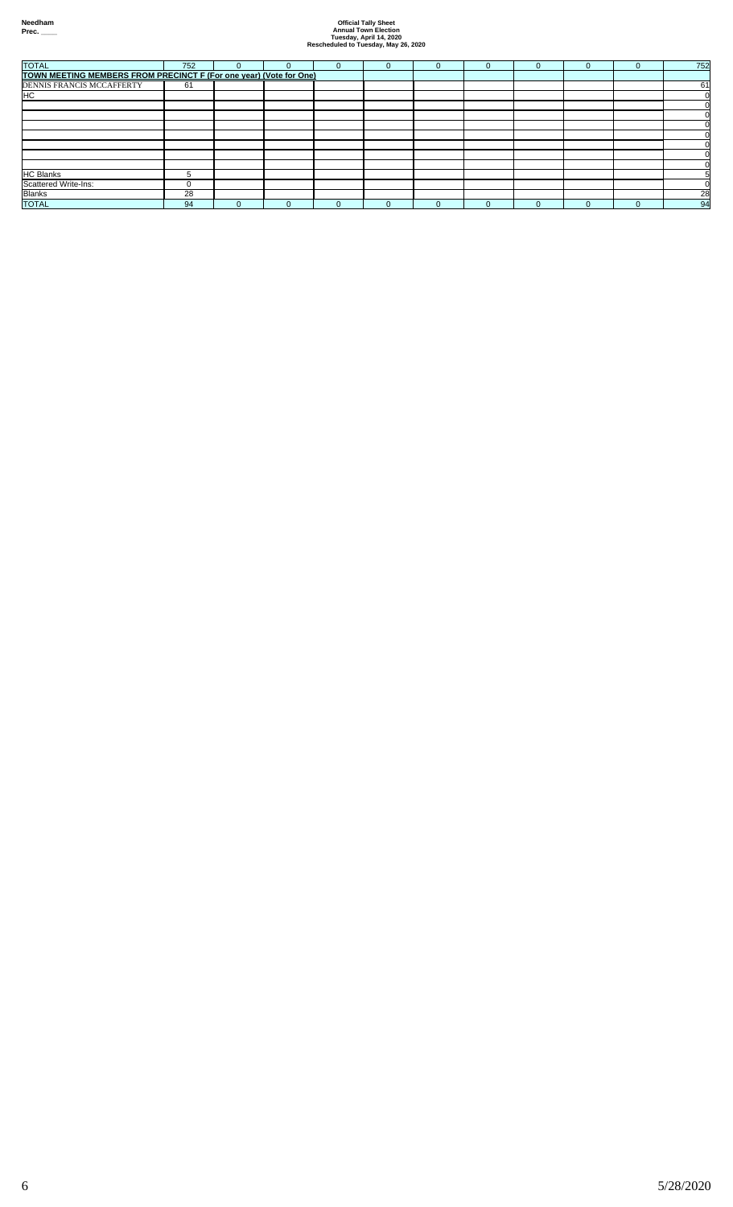Needham
Prec. ____

**Official Tally Sheet**
**Annual Town Election**
**Tuesday, April 14, 2020**
**Rescheduled to Tuesday, May 26, 2020**

| TOTAL | 752 | 0 | 0 | 0 | 0 | 0 | 0 | 0 | 0 | 0 | 752 |
|---|---|---|---|---|---|---|---|---|---|---|---|
| **TOWN MEETING MEMBERS FROM PRECINCT F (For one year) (Vote for One)** | | | | | | | | | | | |
| DENNIS FRANCIS MCCAFFERTY | 61 | | | | | | | | | | 61 |
| HC | | | | | | | | | | | 0 |
| | | | | | | | | | | | 0 |
| | | | | | | | | | | | 0 |
| | | | | | | | | | | | 0 |
| | | | | | | | | | | | 0 |
| | | | | | | | | | | | 0 |
| | | | | | | | | | | | 0 |
| | | | | | | | | | | | 0 |
| HC Blanks | 5 | | | | | | | | | | 5 |
| Scattered Write-Ins: | 0 | | | | | | | | | | 0 |
| Blanks | 28 | | | | | | | | | | 28 |
| TOTAL | 94 | 0 | 0 | 0 | 0 | 0 | 0 | 0 | 0 | 0 | 94 |

5/28/2020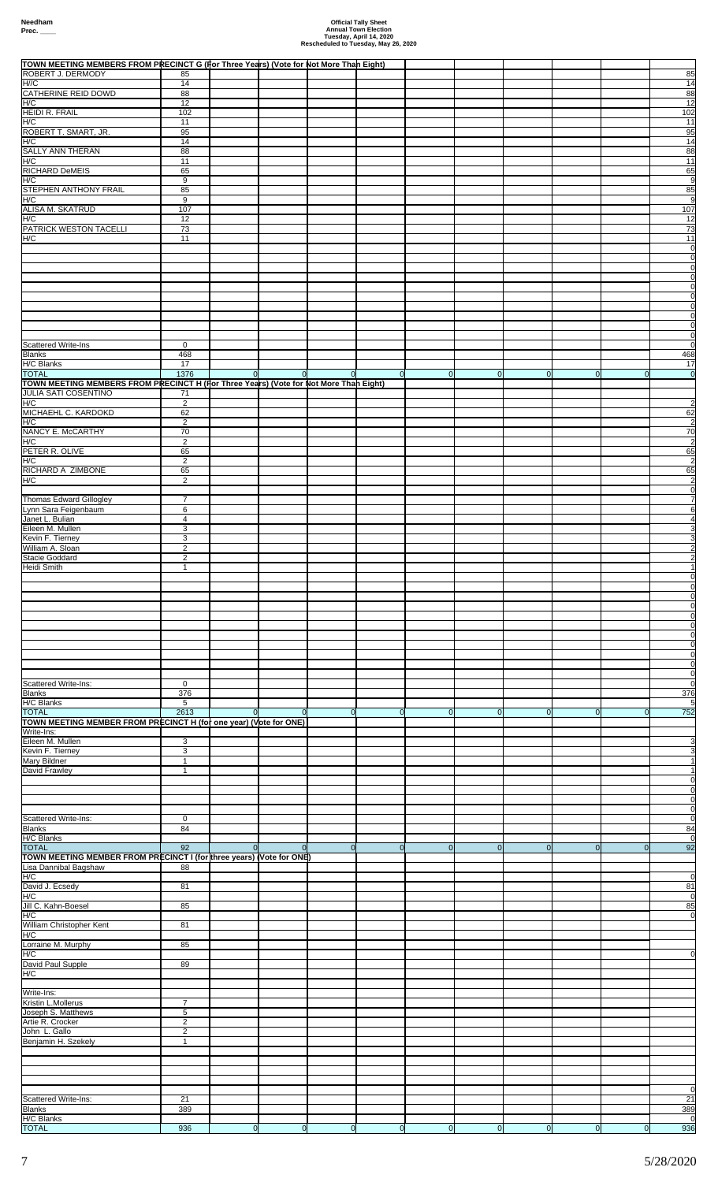**Needham**
**Prec. ____**

**Official Tally Sheet**
**Annual Town Election**
**Tuesday, April 14, 2020**
**Rescheduled to Tuesday, May 26, 2020**

| TOWN MEETING MEMBERS FROM PRECINCT G (For Three Years) (Vote for Not More Than Eight) | | | | | | | | | | | |
|---|---|---|---|---|---|---|---|---|---|---|---|
| ROBERT J. DERMODY | 85 | | | | | | | | | | 85 |
| H//C | 14 | | | | | | | | | | 14 |
| CATHERINE REID DOWD | 88 | | | | | | | | | | 88 |
| H/C | 12 | | | | | | | | | | 12 |
| HEIDI R. FRAIL | 102 | | | | | | | | | | 102 |
| H/C | 11 | | | | | | | | | | 11 |
| ROBERT T. SMART, JR. | 95 | | | | | | | | | | 95 |
| H/C | 14 | | | | | | | | | | 14 |
| SALLY ANN THERAN | 88 | | | | | | | | | | 88 |
| H/C | 11 | | | | | | | | | | 11 |
| RICHARD DeMEIS | 65 | | | | | | | | | | 65 |
| H/C | 9 | | | | | | | | | | 9 |
| STEPHEN ANTHONY FRAIL | 85 | | | | | | | | | | 85 |
| H/C | 9 | | | | | | | | | | 9 |
| ALISA M. SKATRUD | 107 | | | | | | | | | | 107 |
| H/C | 12 | | | | | | | | | | 12 |
| PATRICK WESTON TACELLI | 73 | | | | | | | | | | 73 |
| H/C | 11 | | | | | | | | | | 11 |
| | | | | | | | | | | | 0 |
| | | | | | | | | | | | 0 |
| | | | | | | | | | | | 0 |
| | | | | | | | | | | | 0 |
| | | | | | | | | | | | 0 |
| | | | | | | | | | | | 0 |
| | | | | | | | | | | | 0 |
| | | | | | | | | | | | 0 |
| | | | | | | | | | | | 0 |
| | | | | | | | | | | | 0 |
| Scattered Write-Ins | 0 | | | | | | | | | | 0 |
| Blanks | 468 | | | | | | | | | | 468 |
| H/C Blanks | 17 | | | | | | | | | | 17 |
| TOTAL | 1376 | 0 | 0 | 0 | 0 | 0 | 0 | 0 | 0 | 0 | 0 |

| TOWN MEETING MEMBERS FROM PRECINCT H (For Three Years) (Vote for Not More Than Eight) | | | | | | | | | | | |
|---|---|---|---|---|---|---|---|---|---|---|---|
| JULIA SATI COSENTINO | 71 | | | | | | | | | | |
| H/C | 2 | | | | | | | | | | 2 |
| MICHAEHL C. KARDOKD | 62 | | | | | | | | | | 62 |
| H/C | 2 | | | | | | | | | | 2 |
| NANCY E. McCARTHY | 70 | | | | | | | | | | 70 |
| H/C | 2 | | | | | | | | | | 2 |
| PETER R. OLIVE | 65 | | | | | | | | | | 65 |
| H/C | 2 | | | | | | | | | | 2 |
| RICHARD A ZIMBONE | 65 | | | | | | | | | | 65 |
| H/C | 2 | | | | | | | | | | 2 |
| | | | | | | | | | | | 0 |
| Thomas Edward Gillogley | 7 | | | | | | | | | | 7 |
| Lynn Sara Feigenbaum | 6 | | | | | | | | | | 6 |
| Janet L. Bulian | 4 | | | | | | | | | | 4 |
| Eileen M. Mullen | 3 | | | | | | | | | | 3 |
| Kevin F. Tierney | 3 | | | | | | | | | | 3 |
| William A. Sloan | 2 | | | | | | | | | | 2 |
| Stacie Goddard | 2 | | | | | | | | | | 2 |
| Heidi Smith | 1 | | | | | | | | | | 1 |
| | | | | | | | | | | | 0 |
| | | | | | | | | | | | 0 |
| | | | | | | | | | | | 0 |
| | | | | | | | | | | | 0 |
| | | | | | | | | | | | 0 |
| | | | | | | | | | | | 0 |
| | | | | | | | | | | | 0 |
| | | | | | | | | | | | 0 |
| | | | | | | | | | | | 0 |
| | | | | | | | | | | | 0 |
| | | | | | | | | | | | 0 |
| Scattered Write-Ins: | 0 | | | | | | | | | | 0 |
| Blanks | 376 | | | | | | | | | | 376 |
| H/C Blanks | 5 | | | | | | | | | | 5 |
| TOTAL | 2613 | 0 | 0 | 0 | 0 | 0 | 0 | 0 | 0 | 0 | 752 |

| TOWN MEETING MEMBER FROM PRECINCT H (for one year) (Vote for ONE) | | | | | | | | | | | |
|---|---|---|---|---|---|---|---|---|---|---|---|
| Write-Ins: | | | | | | | | | | | |
| Eileen M. Mullen | 3 | | | | | | | | | | 3 |
| Kevin F. Tierney | 3 | | | | | | | | | | 3 |
| Mary Bildner | 1 | | | | | | | | | | 1 |
| David Frawley | 1 | | | | | | | | | | 1 |
| | | | | | | | | | | | 0 |
| | | | | | | | | | | | 0 |
| | | | | | | | | | | | 0 |
| | | | | | | | | | | | 0 |
| Scattered Write-Ins: | 0 | | | | | | | | | | 0 |
| Blanks | 84 | | | | | | | | | | 84 |
| H/C Blanks | | | | | | | | | | | 0 |
| TOTAL | 92 | 0 | 0 | 0 | 0 | 0 | 0 | 0 | 0 | 0 | 92 |

| TOWN MEETING MEMBER FROM PRECINCT I (for three years) (Vote for ONE) | | | | | | | | | | | |
|---|---|---|---|---|---|---|---|---|---|---|---|
| Lisa Dannibal Bagshaw | 88 | | | | | | | | | | |
| H/C | | | | | | | | | | | 0 |
| David J. Ecsedy | 81 | | | | | | | | | | 81 |
| H/C | | | | | | | | | | | 0 |
| Jill C. Kahn-Boesel | 85 | | | | | | | | | | 85 |
| H/C | | | | | | | | | | | 0 |
| William Christopher Kent | 81 | | | | | | | | | | |
| H/C | | | | | | | | | | | |
| Lorraine M. Murphy | 85 | | | | | | | | | | |
| H/C | | | | | | | | | | | 0 |
| David Paul Supple | 89 | | | | | | | | | | |
| H/C | | | | | | | | | | | |
| | | | | | | | | | | | |
| Write-Ins: | | | | | | | | | | | |
| Kristin L.Mollerus | 7 | | | | | | | | | | |
| Joseph S. Matthews | 5 | | | | | | | | | | |
| Artie R. Crocker | 2 | | | | | | | | | | |
| John L. Gallo | 2 | | | | | | | | | | |
| Benjamin H. Szekely | 1 | | | | | | | | | | |
| | | | | | | | | | | | |
| | | | | | | | | | | | |
| | | | | | | | | | | | |
| | | | | | | | | | | | 0 |
| Scattered Write-Ins: | 21 | | | | | | | | | | 21 |
| Blanks | 389 | | | | | | | | | | 389 |
| H/C Blanks | | | | | | | | | | | 0 |
| TOTAL | 936 | 0 | 0 | 0 | 0 | 0 | 0 | 0 | 0 | 0 | 936 |

5/28/2020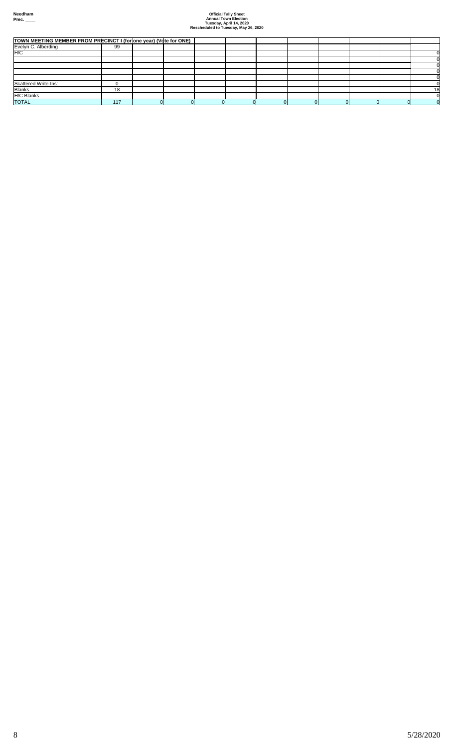Needham
Prec. ____

**Official Tally Sheet**
**Annual Town Election**
**Tuesday, April 14, 2020**
**Rescheduled to Tuesday, May 26, 2020**

| TOWN MEETING MEMBER FROM PRECINCT I (for one year) (Vote for ONE) | | | | | | | | | | | |
|---|---|---|---|---|---|---|---|---|---|---|---|
| Evelyn C. Alberding | 99 | | | | | | | | | | |
| H/C | | | | | | | | | | | 0 |
| | | | | | | | | | | | 0 |
| | | | | | | | | | | | 0 |
| | | | | | | | | | | | 0 |
| | | | | | | | | | | | 0 |
| Scattered Write-Ins: | 0 | | | | | | | | | | 0 |
| Blanks | 18 | | | | | | | | | | 18 |
| H/C Blanks | | | | | | | | | | | 0 |
| TOTAL | 117 | 0 | 0 | 0 | 0 | 0 | 0 | 0 | 0 | 0 | 0 |

5/28/2020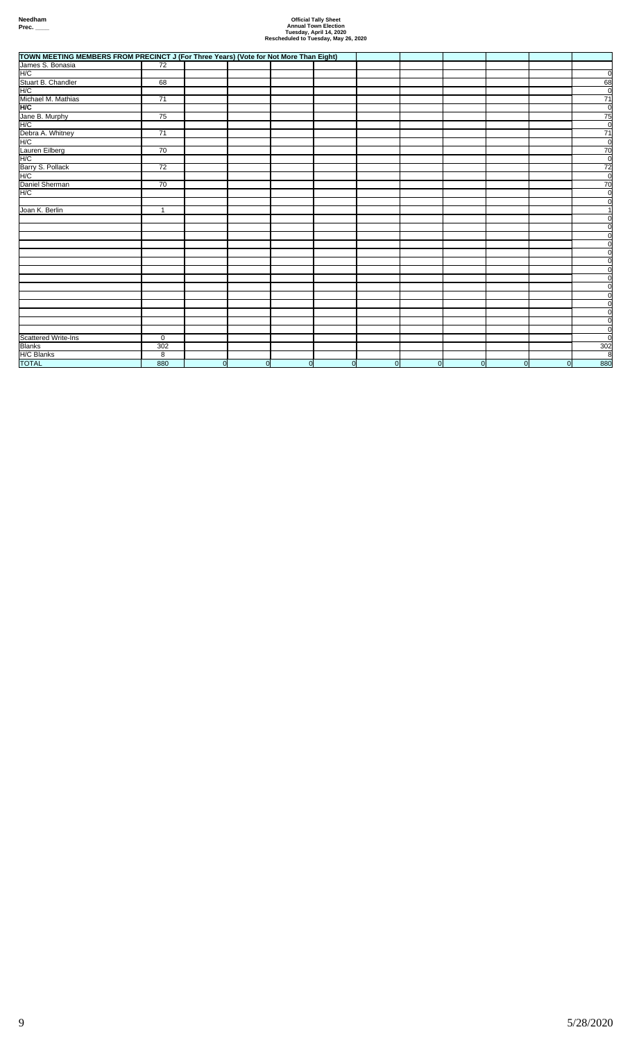Needham
Prec. ____

**Official Tally Sheet**
**Annual Town Election**
**Tuesday, April 14, 2020**
**Rescheduled to Tuesday, May 26, 2020**

| TOWN MEETING MEMBERS FROM PRECINCT J (For Three Years) (Vote for Not More Than Eight) | | | | | | | | | | | |
|---|---|---|---|---|---|---|---|---|---|---|---|
| James S. Bonasia | 72 | | | | | | | | | | |
| H/C | | | | | | | | | | | 0 |
| Stuart B. Chandler | 68 | | | | | | | | | | 68 |
| H/C | | | | | | | | | | | 0 |
| Michael M. Mathias | 71 | | | | | | | | | | 71 |
| **H/C** | | | | | | | | | | | 0 |
| Jane B. Murphy | 75 | | | | | | | | | | 75 |
| H/C | | | | | | | | | | | 0 |
| Debra A. Whitney | 71 | | | | | | | | | | 71 |
| H/C | | | | | | | | | | | 0 |
| Lauren Eilberg | 70 | | | | | | | | | | 70 |
| H/C | | | | | | | | | | | 0 |
| Barry S. Pollack | 72 | | | | | | | | | | 72 |
| H/C | | | | | | | | | | | 0 |
| Daniel Sherman | 70 | | | | | | | | | | 70 |
| H/C | | | | | | | | | | | 0 |
| | | | | | | | | | | | 0 |
| Joan K. Berlin | 1 | | | | | | | | | | 1 |
| | | | | | | | | | | | 0 |
| | | | | | | | | | | | 0 |
| | | | | | | | | | | | 0 |
| | | | | | | | | | | | 0 |
| | | | | | | | | | | | 0 |
| | | | | | | | | | | | 0 |
| | | | | | | | | | | | 0 |
| | | | | | | | | | | | 0 |
| | | | | | | | | | | | 0 |
| | | | | | | | | | | | 0 |
| | | | | | | | | | | | 0 |
| | | | | | | | | | | | 0 |
| | | | | | | | | | | | 0 |
| | | | | | | | | | | | 0 |
| Scattered Write-Ins | 0 | | | | | | | | | | 0 |
| Blanks | 302 | | | | | | | | | | 302 |
| H/C Blanks | 8 | | | | | | | | | | 8 |
| TOTAL | 880 | 0 | 0 | 0 | 0 | 0 | 0 | 0 | 0 | 0 | 880 |

5/28/2020